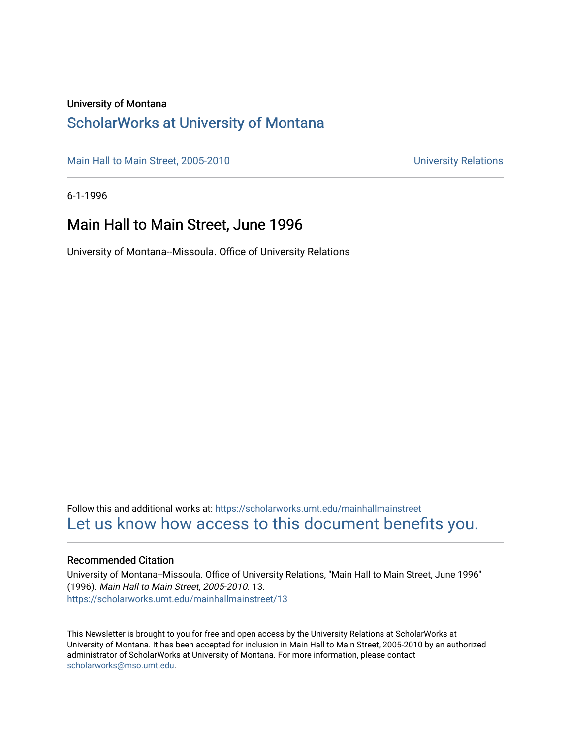University of Montana

# ScholarWorks at University of Montana

Main Hall to Main Street, 2005-2010 | University Relations

6-1-1996

## Main Hall to Main Street, June 1996

University of Montana--Missoula. Office of University Relations

Follow this and additional works at: https://scholarworks.umt.edu/mainhallmainstreet

Let us know how access to this document benefits you.

### Recommended Citation

University of Montana--Missoula. Office of University Relations, "Main Hall to Main Street, June 1996" (1996). *Main Hall to Main Street, 2005-2010*. 13.
https://scholarworks.umt.edu/mainhallmainstreet/13

This Newsletter is brought to you for free and open access by the University Relations at ScholarWorks at University of Montana. It has been accepted for inclusion in Main Hall to Main Street, 2005-2010 by an authorized administrator of ScholarWorks at University of Montana. For more information, please contact scholarworks@mso.umt.edu.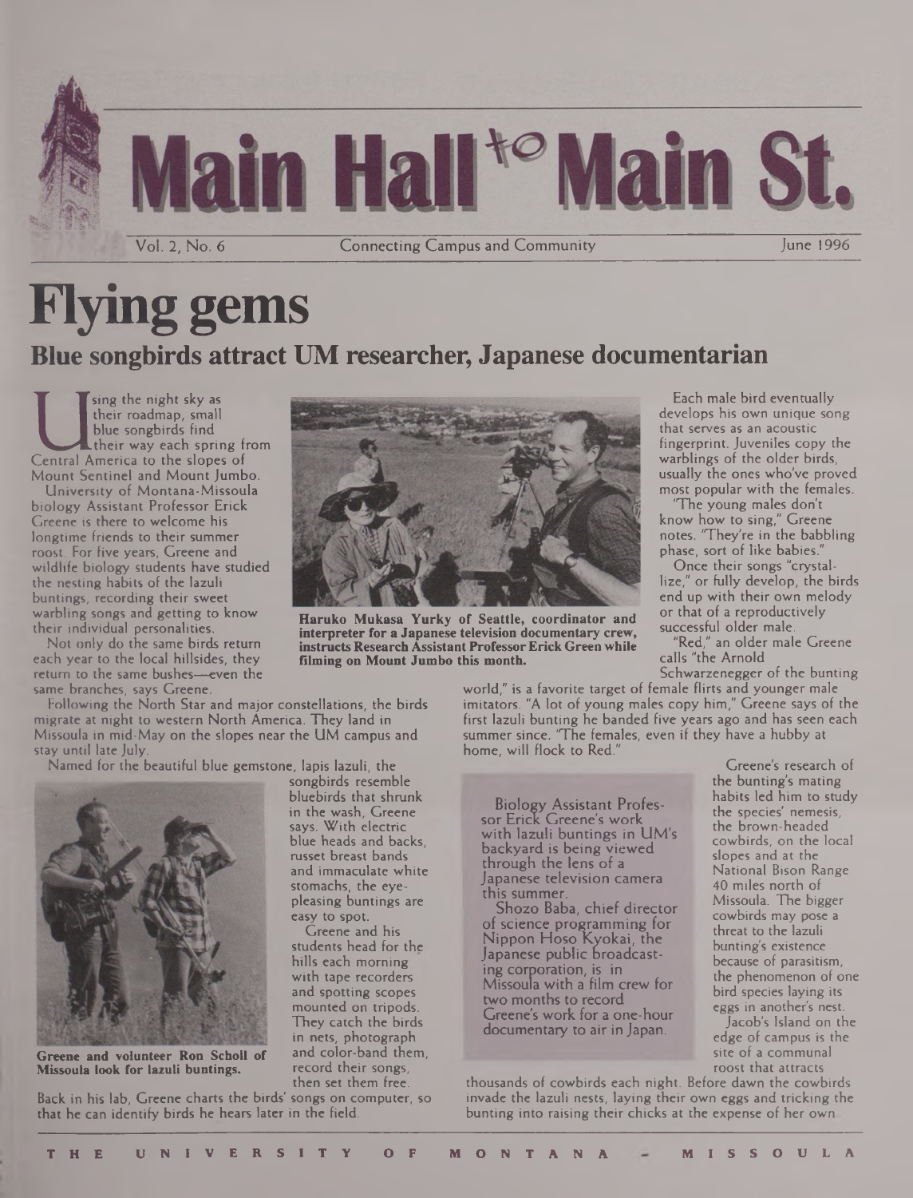# Main Hall to Main St.

Vol. 2, No. 6 — Connecting Campus and Community — June 1996

# Flying gems

## Blue songbirds attract UM researcher, Japanese documentarian

Using the night sky as their roadmap, small blue songbirds find their way each spring from Central America to the slopes of Mount Sentinel and Mount Jumbo.

University of Montana-Missoula biology Assistant Professor Erick Greene is there to welcome his longtime friends to their summer roost. For five years, Greene and wildlife biology students have studied the nesting habits of the lazuli buntings, recording their sweet warbling songs and getting to know their individual personalities.

Not only do the same birds return each year to the local hillsides, they return to the same bushes—even the same branches, says Greene.

Following the North Star and major constellations, the birds migrate at night to western North America. They land in Missoula in mid-May on the slopes near the UM campus and stay until late July.

Named for the beautiful blue gemstone, lapis lazuli, the songbirds resemble bluebirds that shrunk in the wash, Greene says. With electric blue heads and backs, russet breast bands and immaculate white stomachs, the eye-pleasing buntings are easy to spot.

Greene and his students head for the hills each morning with tape recorders and spotting scopes mounted on tripods. They catch the birds in nets, photograph and color-band them, record their songs, then set them free.

Back in his lab, Greene charts the birds' songs on computer, so that he can identify birds he hears later in the field.

Haruko Mukasa Yurky of Seattle, coordinator and interpreter for a Japanese television documentary crew, instructs Research Assistant Professor Erick Green while filming on Mount Jumbo this month.

Greene and volunteer Ron Scholl of Missoula look for lazuli buntings.

Each male bird eventually develops his own unique song that serves as an acoustic fingerprint. Juveniles copy the warblings of the older birds, usually the ones who've proved most popular with the females.

"The young males don't know how to sing," Greene notes. "They're in the babbling phase, sort of like babies."

Once their songs "crystallize," or fully develop, the birds end up with their own melody or that of a reproductively successful older male.

"Red," an older male Greene calls "the Arnold Schwarzenegger of the bunting world," is a favorite target of female flirts and younger male imitators. "A lot of young males copy him," Greene says of the first lazuli bunting he banded five years ago and has seen each summer since. "The females, even if they have a hubby at home, will flock to Red."

> Biology Assistant Professor Erick Greene's work with lazuli buntings in UM's backyard is being viewed through the lens of a Japanese television camera this summer.
>
> Shozo Baba, chief director of science programming for Nippon Hoso Kyokai, the Japanese public broadcasting corporation, is in Missoula with a film crew for two months to record Greene's work for a one-hour documentary to air in Japan.

Greene's research of the bunting's mating habits led him to study the species' nemesis, the brown-headed cowbirds, on the local slopes and at the National Bison Range 40 miles north of Missoula. The bigger cowbirds may pose a threat to the lazuli bunting's existence because of parasitism, the phenomenon of one bird species laying its eggs in another's nest.

Jacob's Island on the edge of campus is the site of a communal roost that attracts thousands of cowbirds each night. Before dawn the cowbirds invade the lazuli nests, laying their own eggs and tricking the bunting into raising their chicks at the expense of her own.

THE UNIVERSITY OF MONTANA - MISSOULA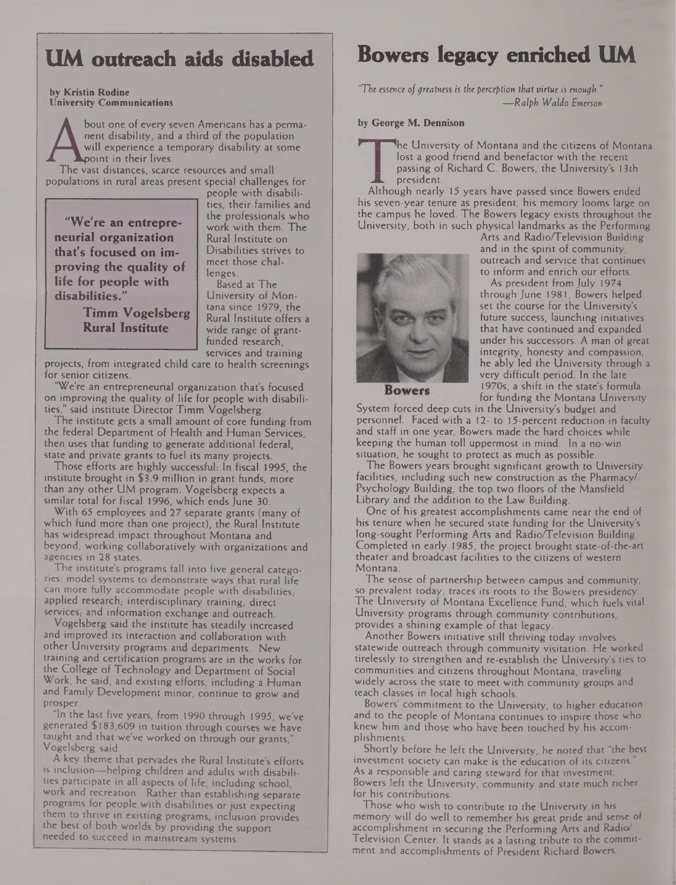# UM outreach aids disabled

**by Kristin Rodine**
**University Communications**

About one of every seven Americans has a permanent disability, and a third of the population will experience a temporary disability at some point in their lives.

The vast distances, scarce resources and small populations in rural areas present special challenges for people with disabilities, their families and the professionals who work with them. The Rural Institute on Disabilities strives to meet those challenges.

> **"We're an entrepreneurial organization that's focused on improving the quality of life for people with disabilities."**
>
> **Timm Vogelsberg**
> **Rural Institute**

Based at The University of Montana since 1979, the Rural Institute offers a wide range of grant-funded research, services and training projects, from integrated child care to health screenings for senior citizens.

"We're an entrepreneurial organization that's focused on improving the quality of life for people with disabilities," said institute Director Timm Vogelsberg.

The institute gets a small amount of core funding from the federal Department of Health and Human Services, then uses that funding to generate additional federal, state and private grants to fuel its many projects.

Those efforts are highly successful: In fiscal 1995, the institute brought in $3.9 million in grant funds, more than any other UM program. Vogelsberg expects a similar total for fiscal 1996, which ends June 30.

With 65 employees and 27 separate grants (many of which fund more than one project), the Rural Institute has widespread impact throughout Montana and beyond, working collaboratively with organizations and agencies in 28 states.

The institute's programs fall into five general categories: model systems to demonstrate ways that rural life can more fully accommodate people with disabilities; applied research; interdisciplinary training; direct services; and information exchange and outreach.

Vogelsberg said the institute has steadily increased and improved its interaction and collaboration with other University programs and departments. New training and certification programs are in the works for the College of Technology and Department of Social Work, he said, and existing efforts, including a Human and Family Development minor, continue to grow and prosper.

"In the last five years, from 1990 through 1995, we've generated $183,609 in tuition through courses we have taught and that we've worked on through our grants," Vogelsberg said.

A key theme that pervades the Rural Institute's efforts is inclusion—helping children and adults with disabilities participate in all aspects of life, including school, work and recreation. Rather than establishing separate programs for people with disabilities or just expecting them to thrive in existing programs, inclusion provides the best of both worlds by providing the support needed to succeed in mainstream systems.

# Bowers legacy enriched UM

*"The essence of greatness is the perception that virtue is enough."*
*—Ralph Waldo Emerson*

**by George M. Dennison**

The University of Montana and the citizens of Montana lost a good friend and benefactor with the recent passing of Richard C. Bowers, the University's 13th president.

Although nearly 15 years have passed since Bowers ended his seven-year tenure as president, his memory looms large on the campus he loved. The Bowers legacy exists throughout the University, both in such physical landmarks as the Performing Arts and Radio/Television Building and in the spirit of community, outreach and service that continues to inform and enrich our efforts.

**Bowers**

As president from July 1974 through June 1981, Bowers helped set the course for the University's future success, launching initiatives that have continued and expanded under his successors. A man of great integrity, honesty and compassion, he ably led the University through a very difficult period. In the late 1970s, a shift in the state's formula for funding the Montana University System forced deep cuts in the University's budget and personnel. Faced with a 12- to 15-percent reduction in faculty and staff in one year, Bowers made the hard choices while keeping the human toll uppermost in mind. In a no-win situation, he sought to protect as much as possible.

The Bowers years brought significant growth to University facilities, including such new construction as the Pharmacy/Psychology Building, the top two floors of the Mansfield Library and the addition to the Law Building.

One of his greatest accomplishments came near the end of his tenure when he secured state funding for the University's long-sought Performing Arts and Radio/Television Building. Completed in early 1985, the project brought state-of-the-art theater and broadcast facilities to the citizens of western Montana.

The sense of partnership between campus and community, so prevalent today, traces its roots to the Bowers presidency. The University of Montana Excellence Fund, which fuels vital University programs through community contributions, provides a shining example of that legacy.

Another Bowers initiative still thriving today involves statewide outreach through community visitation. He worked tirelessly to strengthen and re-establish the University's ties to communities and citizens throughout Montana, traveling widely across the state to meet with community groups and teach classes in local high schools.

Bowers' commitment to the University, to higher education and to the people of Montana continues to inspire those who knew him and those who have been touched by his accomplishments.

Shortly before he left the University, he noted that "the best investment society can make is the education of its citizens." As a responsible and caring steward for that investment, Bowers left the University, community and state much richer for his contributions.

Those who wish to contribute to the University in his memory will do well to remember his great pride and sense of accomplishment in securing the Performing Arts and Radio/Television Center. It stands as a lasting tribute to the commitment and accomplishments of President Richard Bowers.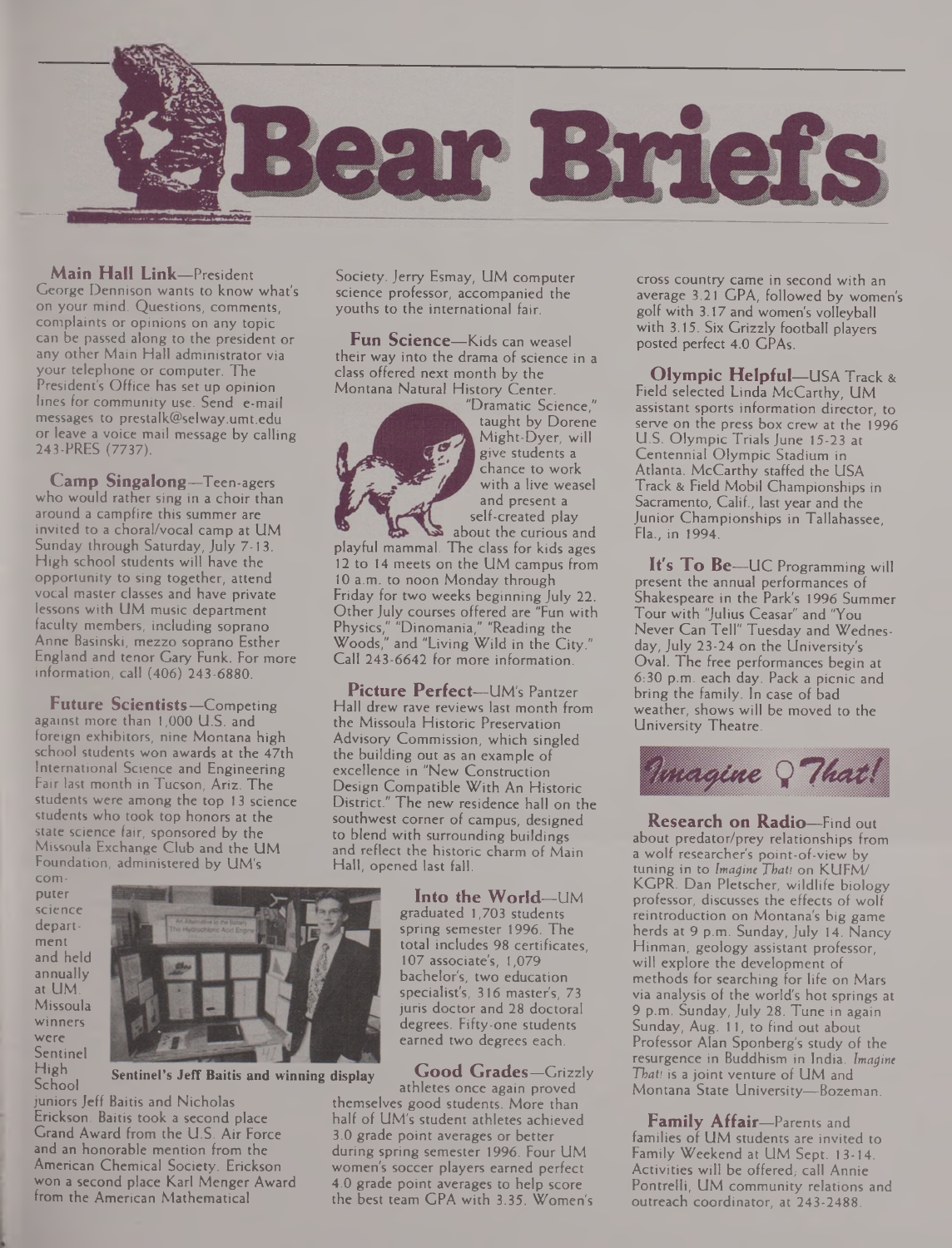# Bear Briefs

**Main Hall Link**—President George Dennison wants to know what's on your mind. Questions, comments, complaints or opinions on any topic can be passed along to the president or any other Main Hall administrator via your telephone or computer. The President's Office has set up opinion lines for community use. Send e-mail messages to prestalk@selway.umt.edu or leave a voice mail message by calling 243-PRES (7737).

**Camp Singalong**—Teen-agers who would rather sing in a choir than around a campfire this summer are invited to a choral/vocal camp at UM Sunday through Saturday, July 7-13. High school students will have the opportunity to sing together, attend vocal master classes and have private lessons with UM music department faculty members, including soprano Anne Basinski, mezzo soprano Esther England and tenor Gary Funk. For more information, call (406) 243-6880.

**Future Scientists**—Competing against more than 1,000 U.S. and foreign exhibitors, nine Montana high school students won awards at the 47th International Science and Engineering Fair last month in Tucson, Ariz. The students were among the top 13 science students who took top honors at the state science fair, sponsored by the Missoula Exchange Club and the UM Foundation, administered by UM's computer science department and held annually at UM. Missoula winners were Sentinel High School juniors Jeff Baitis and Nicholas Erickson. Baitis took a second place Grand Award from the U.S. Air Force and an honorable mention from the American Chemical Society. Erickson won a second place Karl Menger Award from the American Mathematical Society. Jerry Esmay, UM computer science professor, accompanied the youths to the international fair.

**Sentinel's Jeff Baitis and winning display**

**Fun Science**—Kids can weasel their way into the drama of science in a class offered next month by the Montana Natural History Center. "Dramatic Science," taught by Dorene Might-Dyer, will give students a chance to work with a live weasel and present a self-created play about the curious and playful mammal. The class for kids ages 12 to 14 meets on the UM campus from 10 a.m. to noon Monday through Friday for two weeks beginning July 22. Other July courses offered are "Fun with Physics," "Dinomania," "Reading the Woods," and "Living Wild in the City." Call 243-6642 for more information.

**Picture Perfect**—UM's Pantzer Hall drew rave reviews last month from the Missoula Historic Preservation Advisory Commission, which singled the building out as an example of excellence in "New Construction Design Compatible With An Historic District." The new residence hall on the southwest corner of campus, designed to blend with surrounding buildings and reflect the historic charm of Main Hall, opened last fall.

**Into the World**—UM graduated 1,703 students spring semester 1996. The total includes 98 certificates, 107 associate's, 1,079 bachelor's, two education specialist's, 316 master's, 73 juris doctor and 28 doctoral degrees. Fifty-one students earned two degrees each.

**Good Grades**—Grizzly athletes once again proved themselves good students. More than half of UM's student athletes achieved 3.0 grade point averages or better during spring semester 1996. Four UM women's soccer players earned perfect 4.0 grade point averages to help score the best team GPA with 3.35. Women's cross country came in second with an average 3.21 GPA, followed by women's golf with 3.17 and women's volleyball with 3.15. Six Grizzly football players posted perfect 4.0 GPAs.

**Olympic Helpful**—USA Track & Field selected Linda McCarthy, UM assistant sports information director, to serve on the press box crew at the 1996 U.S. Olympic Trials June 15-23 at Centennial Olympic Stadium in Atlanta. McCarthy staffed the USA Track & Field Mobil Championships in Sacramento, Calif., last year and the Junior Championships in Tallahassee, Fla., in 1994.

**It's To Be**—UC Programming will present the annual performances of Shakespeare in the Park's 1996 Summer Tour with "Julius Ceasar" and "You Never Can Tell" Tuesday and Wednesday, July 23-24 on the University's Oval. The free performances begin at 6:30 p.m. each day. Pack a picnic and bring the family. In case of bad weather, shows will be moved to the University Theatre.

*Imagine That!*

**Research on Radio**—Find out about predator/prey relationships from a wolf researcher's point-of-view by tuning in to *Imagine That!* on KUFM/KGPR. Dan Pletscher, wildlife biology professor, discusses the effects of wolf reintroduction on Montana's big game herds at 9 p.m. Sunday, July 14. Nancy Hinman, geology assistant professor, will explore the development of methods for searching for life on Mars via analysis of the world's hot springs at 9 p.m. Sunday, July 28. Tune in again Sunday, Aug. 11, to find out about Professor Alan Sponberg's study of the resurgence in Buddhism in India. *Imagine That!* is a joint venture of UM and Montana State University—Bozeman.

**Family Affair**—Parents and families of UM students are invited to Family Weekend at UM Sept. 13-14. Activities will be offered; call Annie Pontrelli, UM community relations and outreach coordinator, at 243-2488.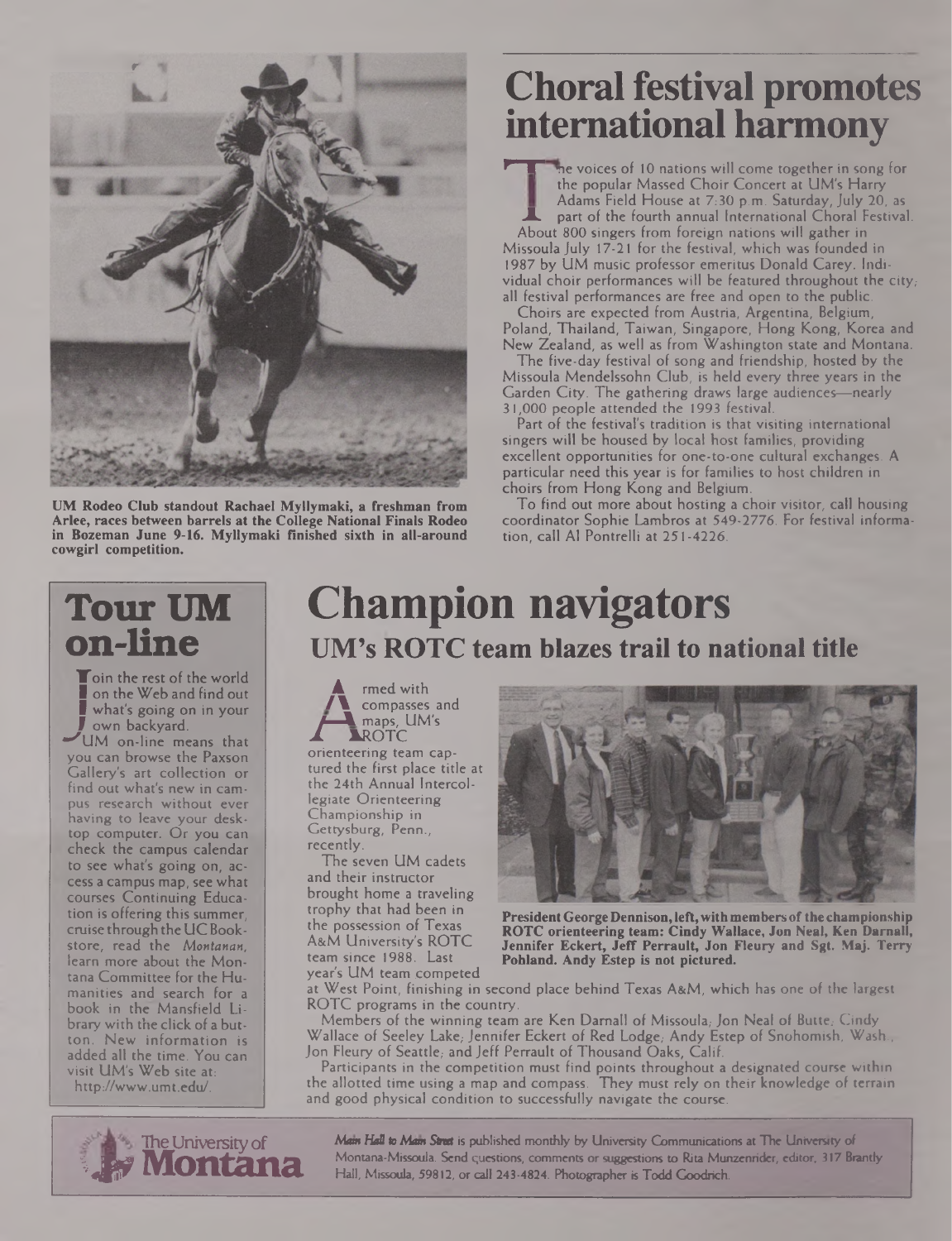UM Rodeo Club standout Rachael Myllymaki, a freshman from Arlee, races between barrels at the College National Finals Rodeo in Bozeman June 9-16. Myllymaki finished sixth in all-around cowgirl competition.

# Choral festival promotes international harmony

The voices of 10 nations will come together in song for the popular Massed Choir Concert at UM's Harry Adams Field House at 7:30 p.m. Saturday, July 20, as part of the fourth annual International Choral Festival.

About 800 singers from foreign nations will gather in Missoula July 17-21 for the festival, which was founded in 1987 by UM music professor emeritus Donald Carey. Individual choir performances will be featured throughout the city; all festival performances are free and open to the public.

Choirs are expected from Austria, Argentina, Belgium, Poland, Thailand, Taiwan, Singapore, Hong Kong, Korea and New Zealand, as well as from Washington state and Montana.

The five-day festival of song and friendship, hosted by the Missoula Mendelssohn Club, is held every three years in the Garden City. The gathering draws large audiences—nearly 31,000 people attended the 1993 festival.

Part of the festival's tradition is that visiting international singers will be housed by local host families, providing excellent opportunities for one-to-one cultural exchanges. A particular need this year is for families to host children in choirs from Hong Kong and Belgium.

To find out more about hosting a choir visitor, call housing coordinator Sophie Lambros at 549-2776. For festival information, call Al Pontrelli at 251-4226.

## Tour UM on-line

Join the rest of the world on the Web and find out what's going on in your own backyard.

UM on-line means that you can browse the Paxson Gallery's art collection or find out what's new in campus research without ever having to leave your desktop computer. Or you can check the campus calendar to see what's going on, access a campus map, see what courses Continuing Education is offering this summer, cruise through the UC Bookstore, read the *Montanan*, learn more about the Montana Committee for the Humanities and search for a book in the Mansfield Library with the click of a button. New information is added all the time. You can visit UM's Web site at: http://www.umt.edu/.

# Champion navigators

## UM's ROTC team blazes trail to national title

Armed with compasses and maps, UM's ROTC orienteering team captured the first place title at the 24th Annual Intercollegiate Orienteering Championship in Gettysburg, Penn., recently.

The seven UM cadets and their instructor brought home a traveling trophy that had been in the possession of Texas A&M University's ROTC team since 1988. Last year's UM team competed at West Point, finishing in second place behind Texas A&M, which has one of the largest ROTC programs in the country.

President George Dennison, left, with members of the championship ROTC orienteering team: Cindy Wallace, Jon Neal, Ken Darnall, Jennifer Eckert, Jeff Perrault, Jon Fleury and Sgt. Maj. Terry Pohland. Andy Estep is not pictured.

Members of the winning team are Ken Darnall of Missoula; Jon Neal of Butte; Cindy Wallace of Seeley Lake; Jennifer Eckert of Red Lodge; Andy Estep of Snohomish, Wash.; Jon Fleury of Seattle; and Jeff Perrault of Thousand Oaks, Calif.

Participants in the competition must find points throughout a designated course within the allotted time using a map and compass. They must rely on their knowledge of terrain and good physical condition to successfully navigate the course.

The University of Montana

*Main Hall to Main Street* is published monthly by University Communications at The University of Montana-Missoula. Send questions, comments or suggestions to Rita Munzenrider, editor, 317 Brantly Hall, Missoula, 59812, or call 243-4824. Photographer is Todd Goodrich.